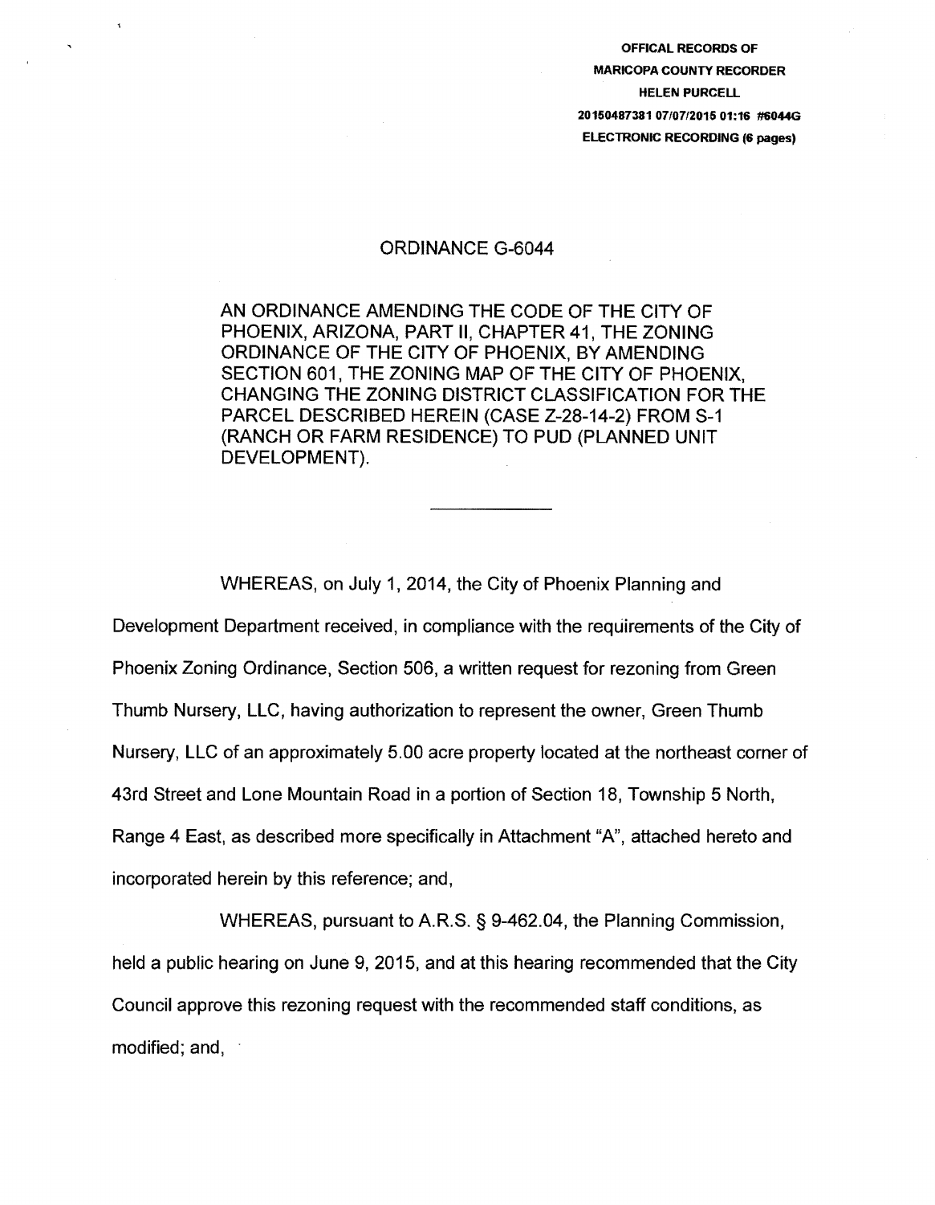OFFICAL RECORDS OF
MARICOPA COUNTY RECORDER
HELEN PURCELL
20150487381 07/07/2015 01:16 #6044G
ELECTRONIC RECORDING (6 pages)

# ORDINANCE G-6044

AN ORDINANCE AMENDING THE CODE OF THE CITY OF PHOENIX, ARIZONA, PART II, CHAPTER 41, THE ZONING ORDINANCE OF THE CITY OF PHOENIX, BY AMENDING SECTION 601, THE ZONING MAP OF THE CITY OF PHOENIX, CHANGING THE ZONING DISTRICT CLASSIFICATION FOR THE PARCEL DESCRIBED HEREIN (CASE Z-28-14-2) FROM S-1 (RANCH OR FARM RESIDENCE) TO PUD (PLANNED UNIT DEVELOPMENT).

---

WHEREAS, on July 1, 2014, the City of Phoenix Planning and Development Department received, in compliance with the requirements of the City of Phoenix Zoning Ordinance, Section 506, a written request for rezoning from Green Thumb Nursery, LLC, having authorization to represent the owner, Green Thumb Nursery, LLC of an approximately 5.00 acre property located at the northeast corner of 43rd Street and Lone Mountain Road in a portion of Section 18, Township 5 North, Range 4 East, as described more specifically in Attachment "A", attached hereto and incorporated herein by this reference; and,

WHEREAS, pursuant to A.R.S. § 9-462.04, the Planning Commission, held a public hearing on June 9, 2015, and at this hearing recommended that the City Council approve this rezoning request with the recommended staff conditions, as modified; and,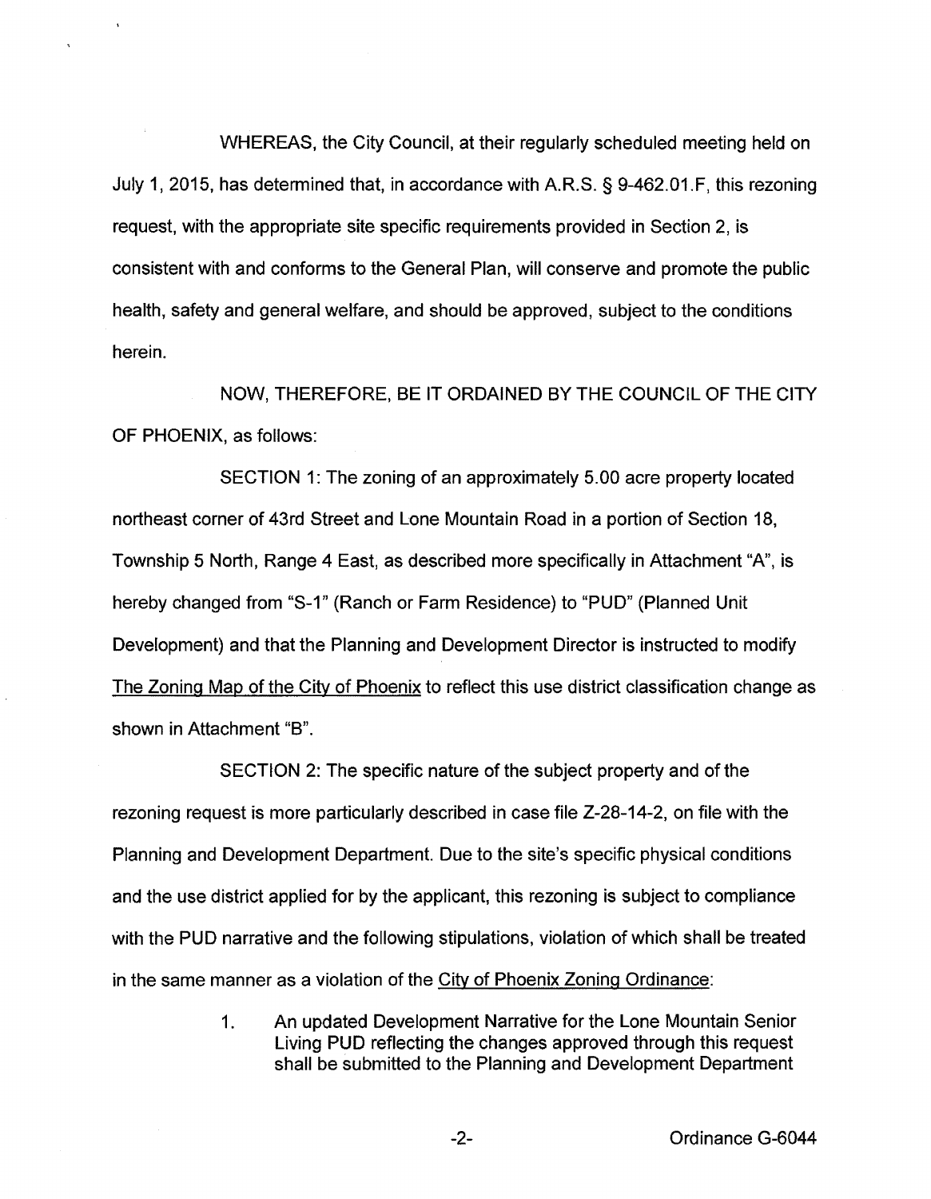WHEREAS, the City Council, at their regularly scheduled meeting held on July 1, 2015, has determined that, in accordance with A.R.S. § 9-462.01.F, this rezoning request, with the appropriate site specific requirements provided in Section 2, is consistent with and conforms to the General Plan, will conserve and promote the public health, safety and general welfare, and should be approved, subject to the conditions herein.

NOW, THEREFORE, BE IT ORDAINED BY THE COUNCIL OF THE CITY OF PHOENIX, as follows:

SECTION 1: The zoning of an approximately 5.00 acre property located northeast corner of 43rd Street and Lone Mountain Road in a portion of Section 18, Township 5 North, Range 4 East, as described more specifically in Attachment "A", is hereby changed from "S-1" (Ranch or Farm Residence) to "PUD" (Planned Unit Development) and that the Planning and Development Director is instructed to modify The Zoning Map of the City of Phoenix to reflect this use district classification change as shown in Attachment "B".

SECTION 2: The specific nature of the subject property and of the rezoning request is more particularly described in case file Z-28-14-2, on file with the Planning and Development Department. Due to the site's specific physical conditions and the use district applied for by the applicant, this rezoning is subject to compliance with the PUD narrative and the following stipulations, violation of which shall be treated in the same manner as a violation of the City of Phoenix Zoning Ordinance:

1. An updated Development Narrative for the Lone Mountain Senior Living PUD reflecting the changes approved through this request shall be submitted to the Planning and Development Department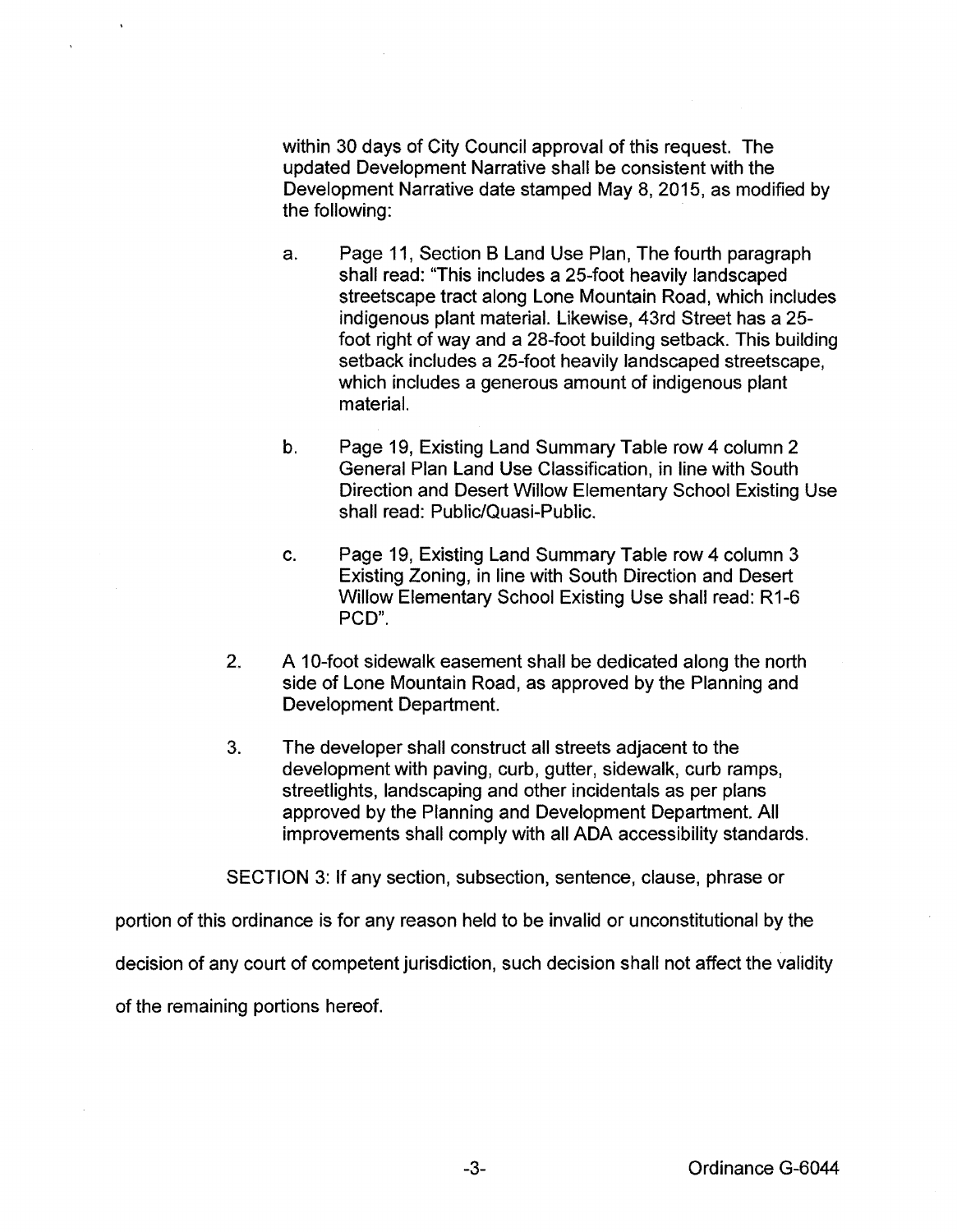within 30 days of City Council approval of this request. The updated Development Narrative shall be consistent with the Development Narrative date stamped May 8, 2015, as modified by the following:

a. Page 11, Section B Land Use Plan, The fourth paragraph shall read: "This includes a 25-foot heavily landscaped streetscape tract along Lone Mountain Road, which includes indigenous plant material. Likewise, 43rd Street has a 25-foot right of way and a 28-foot building setback. This building setback includes a 25-foot heavily landscaped streetscape, which includes a generous amount of indigenous plant material.

b. Page 19, Existing Land Summary Table row 4 column 2 General Plan Land Use Classification, in line with South Direction and Desert Willow Elementary School Existing Use shall read: Public/Quasi-Public.

c. Page 19, Existing Land Summary Table row 4 column 3 Existing Zoning, in line with South Direction and Desert Willow Elementary School Existing Use shall read: R1-6 PCD".

2. A 10-foot sidewalk easement shall be dedicated along the north side of Lone Mountain Road, as approved by the Planning and Development Department.

3. The developer shall construct all streets adjacent to the development with paving, curb, gutter, sidewalk, curb ramps, streetlights, landscaping and other incidentals as per plans approved by the Planning and Development Department. All improvements shall comply with all ADA accessibility standards.

SECTION 3: If any section, subsection, sentence, clause, phrase or portion of this ordinance is for any reason held to be invalid or unconstitutional by the decision of any court of competent jurisdiction, such decision shall not affect the validity of the remaining portions hereof.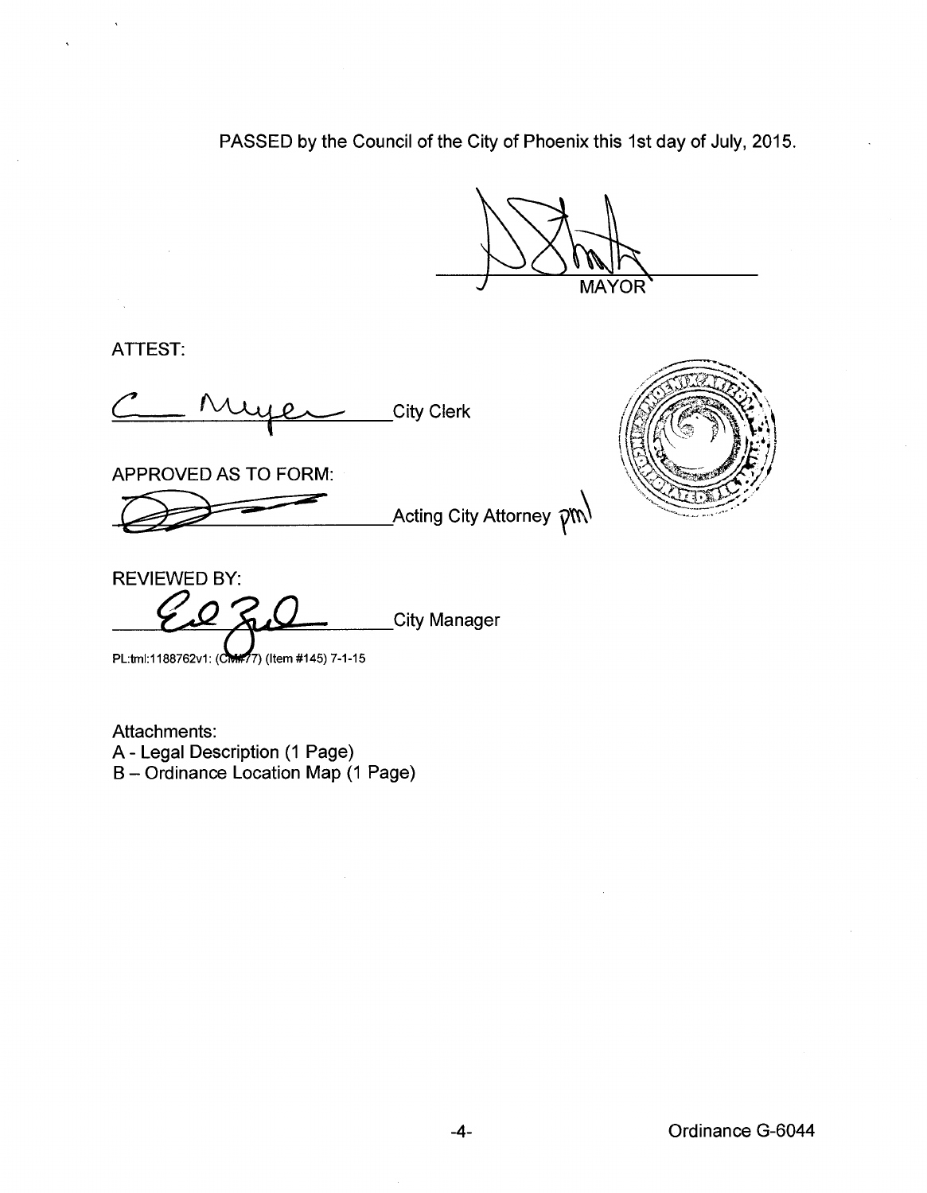PASSED by the Council of the City of Phoenix this 1st day of July, 2015.

MAYOR

ATTEST:

City Clerk

APPROVED AS TO FORM:

Acting City Attorney pml

REVIEWED BY:

City Manager

PL:tml:1188762v1: (CM#77) (Item #145) 7-1-15

Attachments:
A - Legal Description (1 Page)
B – Ordinance Location Map (1 Page)

Ordinance G-6044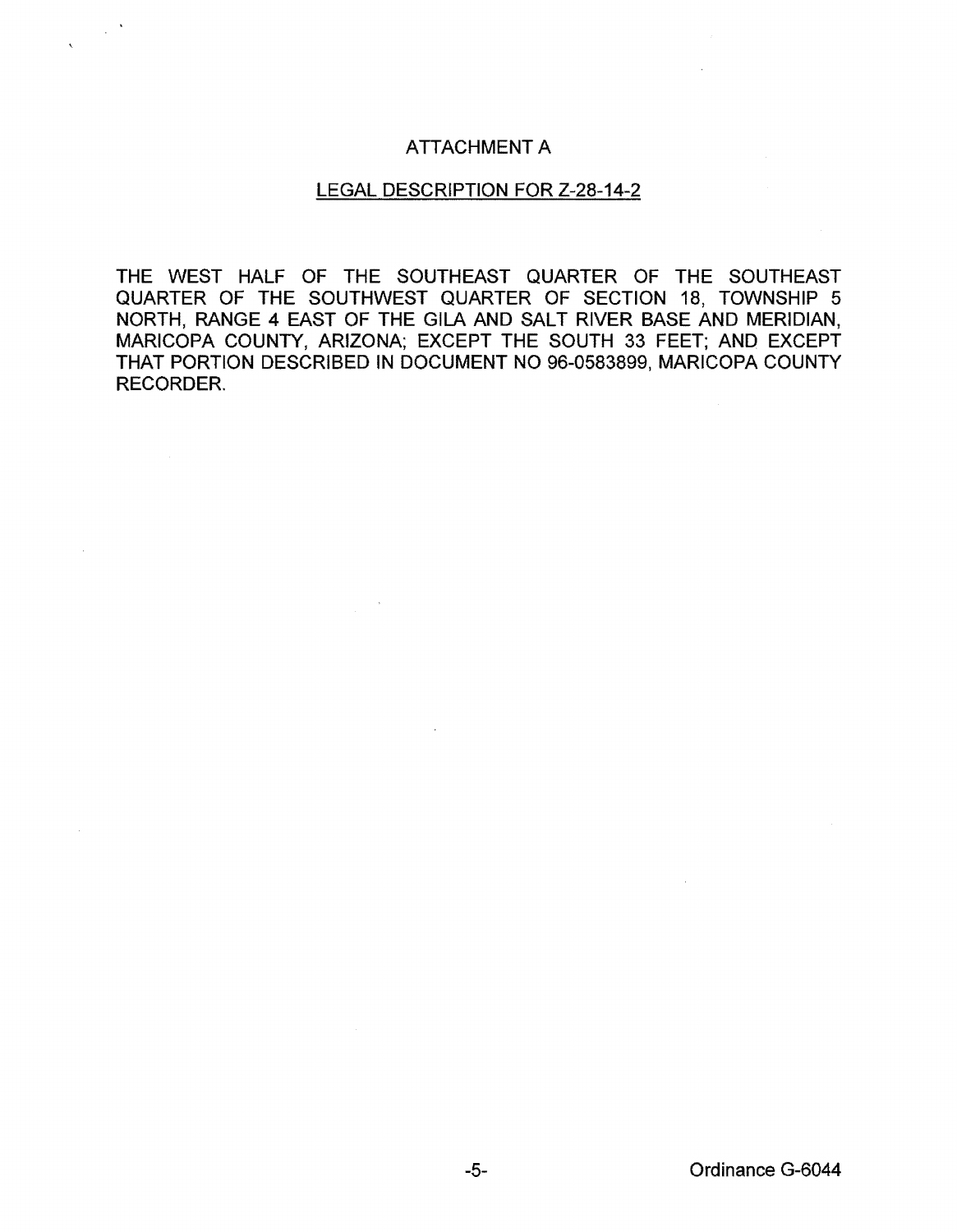# ATTACHMENT A

## LEGAL DESCRIPTION FOR Z-28-14-2

THE WEST HALF OF THE SOUTHEAST QUARTER OF THE SOUTHEAST QUARTER OF THE SOUTHWEST QUARTER OF SECTION 18, TOWNSHIP 5 NORTH, RANGE 4 EAST OF THE GILA AND SALT RIVER BASE AND MERIDIAN, MARICOPA COUNTY, ARIZONA; EXCEPT THE SOUTH 33 FEET; AND EXCEPT THAT PORTION DESCRIBED IN DOCUMENT NO 96-0583899, MARICOPA COUNTY RECORDER.

Ordinance G-6044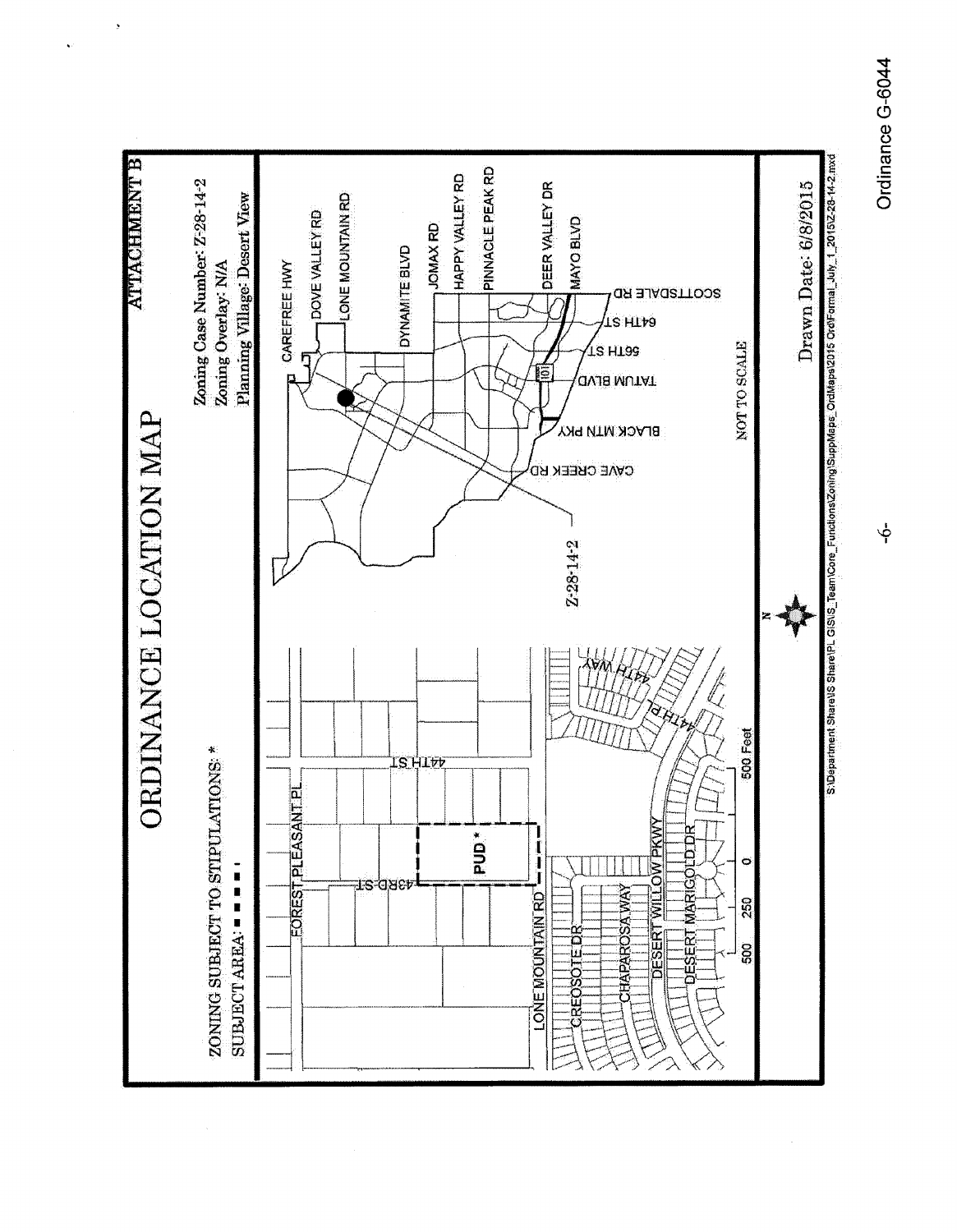# ORDINANCE LOCATION MAP

**ATTACHMENT B**

ZONING SUBJECT TO STIPULATIONS: *

SUBJECT AREA: ■ ■ ■ ■ ■

Zoning Case Number: Z-28-14-2

Zoning Overlay: N/A

Planning Village: Desert View

FOREST PLEASANT PL

43RD ST

44TH ST

PUD *

LONE MOUNTAIN RD

CREOSOTE DR

CHAPAROSA WAY

DESERT WILLOW PKWY

DESERT MARIGOLD DR

44TH WAY

44TH PL

500 250 0 500 Feet

Z-28-14-2

CAREFREE HWY

DOVE VALLEY RD

LONE MOUNTAIN RD

DYNAMITE BLVD

JOMAX RD

HAPPY VALLEY RD

PINNACLE PEAK RD

DEER VALLEY DR

MAYO BLVD

101

CAVE CREEK RD

BLACK MTN PKY

TATUM BLVD

56TH ST

64TH ST

SCOTTSDALE RD

NOT TO SCALE

N

Drawn Date: 6/8/2015

S:\Department Share\IS Share\PL GIS\IS_Team\Core_Functions\Zoning\SuppMaps_OrdMaps\2015 Ord\Formal_July_1_2015\Z-28-14-2.mxd

Ordinance G-6044